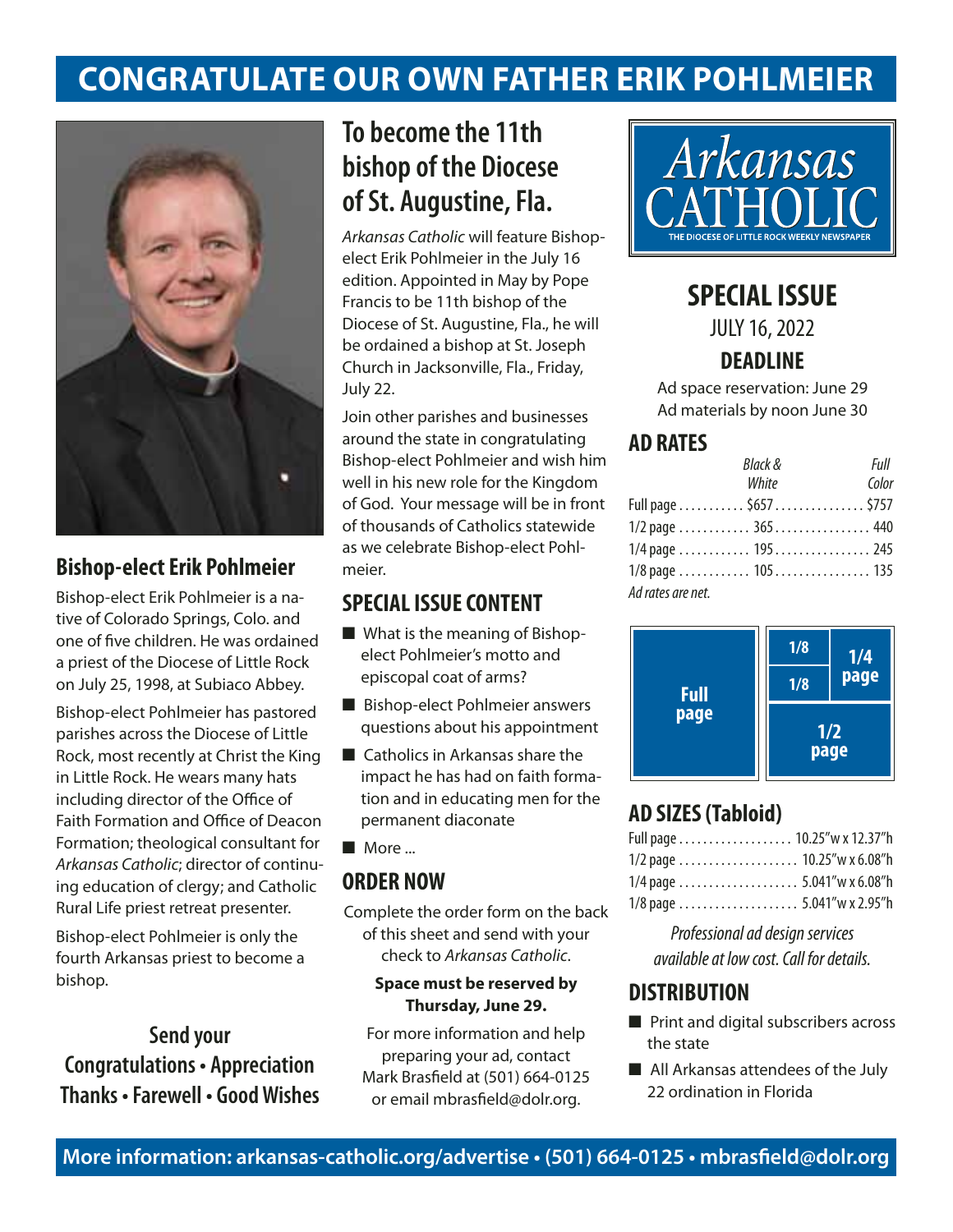# CONGRATULATE OUR OWN FATHER ERIK POHLMEIER

## Bishop-elect Erik Pohlmeier

Bishop-elect Erik Pohlmeier is a native of Colorado Springs, Colo. and one of five children. He was ordained a priest of the Diocese of Little Rock on July 25, 1998, at Subiaco Abbey.

Bishop-elect Pohlmeier has pastored parishes across the Diocese of Little Rock, most recently at Christ the King in Little Rock. He wears many hats including director of the Office of Faith Formation and Office of Deacon Formation; theological consultant for *Arkansas Catholic*; director of continuing education of clergy; and Catholic Rural Life priest retreat presenter.

Bishop-elect Pohlmeier is only the fourth Arkansas priest to become a bishop.

**Send your Congratulations • Appreciation Thanks • Farewell • Good Wishes**

## To become the 11th bishop of the Diocese of St. Augustine, Fla.

*Arkansas Catholic* will feature Bishop-elect Erik Pohlmeier in the July 16 edition. Appointed in May by Pope Francis to be 11th bishop of the Diocese of St. Augustine, Fla., he will be ordained a bishop at St. Joseph Church in Jacksonville, Fla., Friday, July 22.

Join other parishes and businesses around the state in congratulating Bishop-elect Pohlmeier and wish him well in his new role for the Kingdom of God. Your message will be in front of thousands of Catholics statewide as we celebrate Bishop-elect Pohlmeier.

## SPECIAL ISSUE CONTENT

- What is the meaning of Bishop-elect Pohlmeier's motto and episcopal coat of arms?
- Bishop-elect Pohlmeier answers questions about his appointment
- Catholics in Arkansas share the impact he has had on faith formation and in educating men for the permanent diaconate
- More ...

## ORDER NOW

Complete the order form on the back of this sheet and send with your check to *Arkansas Catholic*.

**Space must be reserved by Thursday, June 29.**

For more information and help preparing your ad, contact Mark Brasfield at (501) 664-0125 or email mbrasfield@dolr.org.

*Arkansas* CATHOLIC
THE DIOCESE OF LITTLE ROCK WEEKLY NEWSPAPER

## SPECIAL ISSUE

JULY 16, 2022

### DEADLINE

Ad space reservation: June 29
Ad materials by noon June 30

## AD RATES

| | *Black & White* | *Full Color* |
|---|---|---|
| Full page | $657 | $757 |
| 1/2 page | 365 | 440 |
| 1/4 page | 195 | 245 |
| 1/8 page | 105 | 135 |

*Ad rates are net.*

## AD SIZES (Tabloid)

| | |
|---|---|
| Full page | 10.25"w x 12.37"h |
| 1/2 page | 10.25"w x 6.08"h |
| 1/4 page | 5.041"w x 6.08"h |
| 1/8 page | 5.041"w x 2.95"h |

*Professional ad design services available at low cost. Call for details.*

## DISTRIBUTION

- Print and digital subscribers across the state
- All Arkansas attendees of the July 22 ordination in Florida

**More information: arkansas-catholic.org/advertise • (501) 664-0125 • mbrasfield@dolr.org**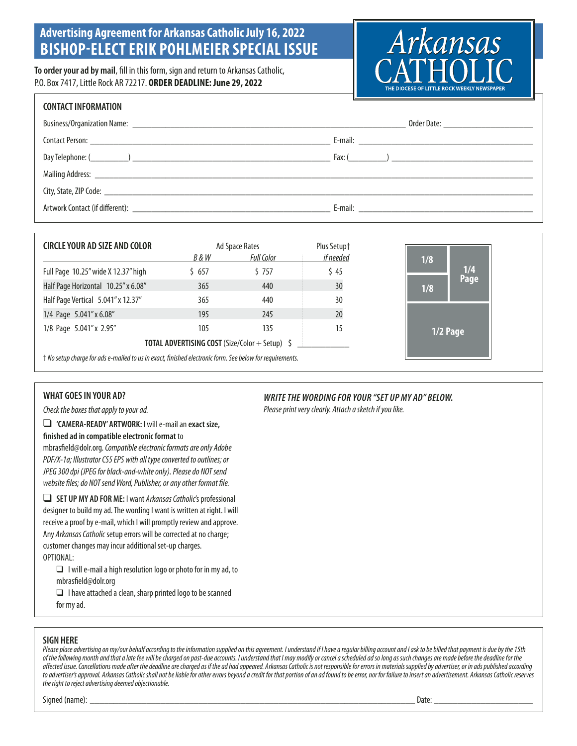# Advertising Agreement for Arkansas Catholic July 16, 2022
# BISHOP-ELECT ERIK POHLMEIER SPECIAL ISSUE

**To order your ad by mail**, fill in this form, sign and return to Arkansas Catholic, P.O. Box 7417, Little Rock AR 72217. **ORDER DEADLINE: June 29, 2022**

Arkansas CATHOLIC
THE DIOCESE OF LITTLE ROCK WEEKLY NEWSPAPER

## CONTACT INFORMATION

Business/Organization Name: ______________________ Order Date: ______________

Contact Person: ______________________ E-mail: ______________________

Day Telephone: (________) ______________________ Fax: (________) ______________________

Mailing Address: ______________________

City, State, ZIP Code: ______________________

Artwork Contact (if different): ______________________ E-mail: ______________________

## CIRCLE YOUR AD SIZE AND COLOR

| | Ad Space Rates | | Plus Setup† |
|---|---|---|---|
| | *B & W* | *Full Color* | *if needed* |
| Full Page 10.25" wide X 12.37" high | $ 657 | $ 757 | $ 45 |
| Half Page Horizontal 10.25" x 6.08" | 365 | 440 | 30 |
| Half Page Vertical 5.041" x 12.37" | 365 | 440 | 30 |
| 1/4 Page 5.041" x 6.08" | 195 | 245 | 20 |
| 1/8 Page 5.041" x 2.95" | 105 | 135 | 15 |

**TOTAL ADVERTISING COST** (Size/Color + Setup) $ ____________

† *No setup charge for ads e-mailed to us in exact, finished electronic form. See below for requirements.*

1/8
1/8
1/4 Page
1/2 Page

## WHAT GOES IN YOUR AD?

*Check the boxes that apply to your ad.*

❑ **'CAMERA-READY' ARTWORK:** I will e-mail an **exact size, finished ad in compatible electronic format** to mbrasfield@dolr.org. *Compatible electronic formats are only Adobe PDF/X-1a; Illustrator CS5 EPS with all type converted to outlines; or JPEG 300 dpi (JPEG for black-and-white only). Please do NOT send website files; do NOT send Word, Publisher, or any other format file.*

❑ **SET UP MY AD FOR ME:** I want *Arkansas Catholic*'s professional designer to build my ad. The wording I want is written at right. I will receive a proof by e-mail, which I will promptly review and approve. Any *Arkansas Catholic* setup errors will be corrected at no charge; customer changes may incur additional set-up charges.

OPTIONAL:

❑ I will e-mail a high resolution logo or photo for in my ad, to mbrasfield@dolr.org

❑ I have attached a clean, sharp printed logo to be scanned for my ad.

### *WRITE THE WORDING FOR YOUR "SET UP MY AD" BELOW.*

*Please print very clearly. Attach a sketch if you like.*

## SIGN HERE

*Please place advertising on my/our behalf according to the information supplied on this agreement. I understand if I have a regular billing account and I ask to be billed that payment is due by the 15th of the following month and that a late fee will be charged on past-due accounts. I understand that I may modify or cancel a scheduled ad so long as such changes are made before the deadline for the affected issue. Cancellations made after the deadline are charged as if the ad had appeared. Arkansas Catholic is not responsible for errors in materials supplied by advertiser, or in ads published according to advertiser's approval. Arkansas Catholic shall not be liable for other errors beyond a credit for that portion of an ad found to be error, nor for failure to insert an advertisement. Arkansas Catholic reserves the right to reject advertising deemed objectionable.*

Signed (name): ______________________ Date: ______________